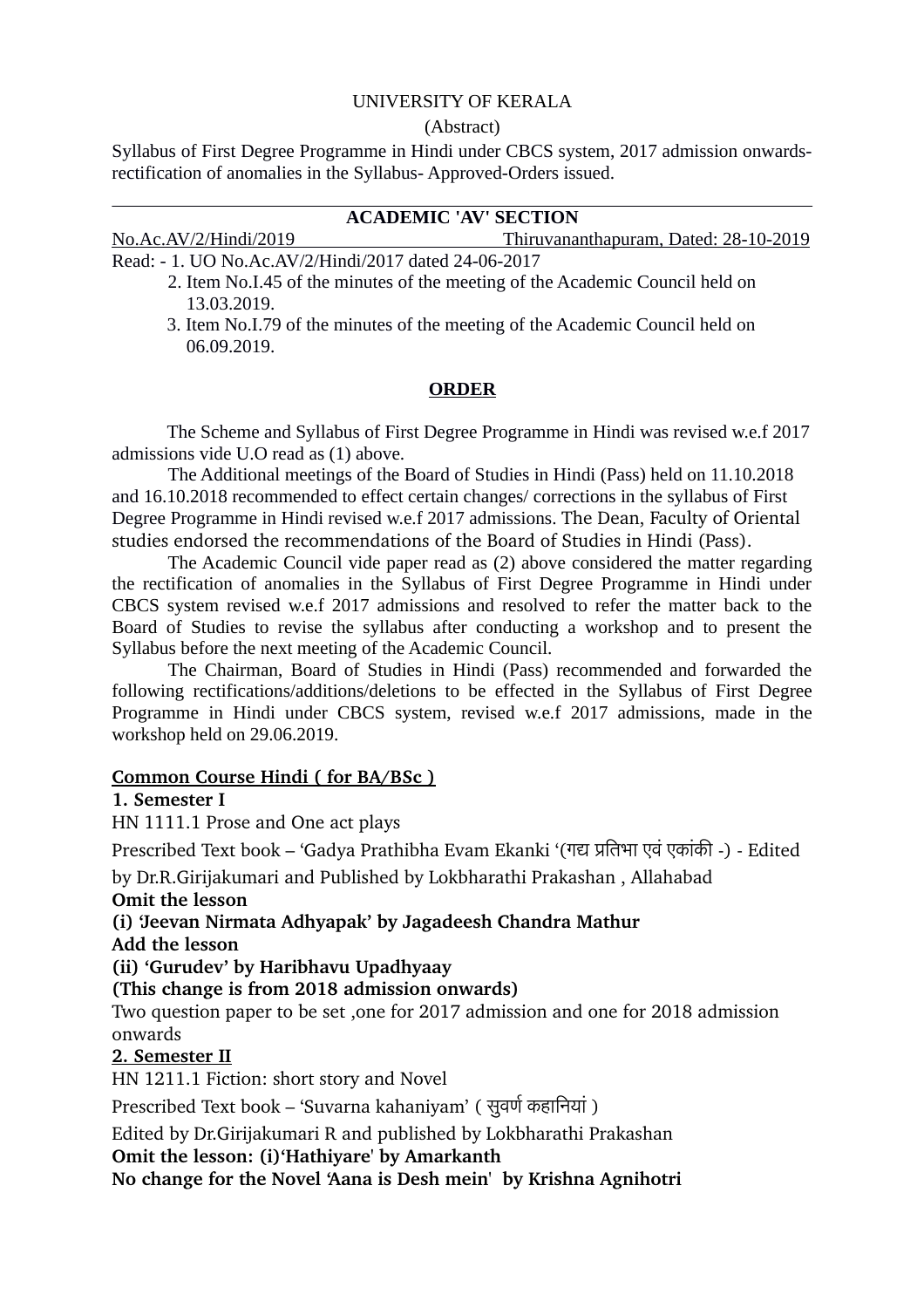UNIVERSITY OF KERALA

(Abstract)

Syllabus of First Degree Programme in Hindi under CBCS system, 2017 admission onwards-rectification of anomalies in the Syllabus- Approved-Orders issued.

---

**ACADEMIC 'AV' SECTION**

No.Ac.AV/2/Hindi/2019 Thiruvananthapuram, Dated: 28-10-2019

Read: - 1. UO No.Ac.AV/2/Hindi/2017 dated 24-06-2017

2. Item No.I.45 of the minutes of the meeting of the Academic Council held on 13.03.2019.

3. Item No.I.79 of the minutes of the meeting of the Academic Council held on 06.09.2019.

**ORDER**

The Scheme and Syllabus of First Degree Programme in Hindi was revised w.e.f 2017 admissions vide U.O read as (1) above.

The Additional meetings of the Board of Studies in Hindi (Pass) held on 11.10.2018 and 16.10.2018 recommended to effect certain changes/ corrections in the syllabus of First Degree Programme in Hindi revised w.e.f 2017 admissions. The Dean, Faculty of Oriental studies endorsed the recommendations of the Board of Studies in Hindi (Pass).

The Academic Council vide paper read as (2) above considered the matter regarding the rectification of anomalies in the Syllabus of First Degree Programme in Hindi under CBCS system revised w.e.f 2017 admissions and resolved to refer the matter back to the Board of Studies to revise the syllabus after conducting a workshop and to present the Syllabus before the next meeting of the Academic Council.

The Chairman, Board of Studies in Hindi (Pass) recommended and forwarded the following rectifications/additions/deletions to be effected in the Syllabus of First Degree Programme in Hindi under CBCS system, revised w.e.f 2017 admissions, made in the workshop held on 29.06.2019.

**Common Course Hindi ( for BA/BSc )**

**1. Semester I**

HN 1111.1 Prose and One act plays

Prescribed Text book – 'Gadya Prathibha Evam Ekanki '(गद्य प्रतिभा एवं एकांकी -) - Edited by Dr.R.Girijakumari and Published by Lokbharathi Prakashan , Allahabad

**Omit the lesson**

**(i) 'Jeevan Nirmata Adhyapak' by Jagadeesh Chandra Mathur**

**Add the lesson**

**(ii) 'Gurudev' by Haribhavu Upadhyaay**

**(This change is from 2018 admission onwards)**

Two question paper to be set ,one for 2017 admission and one for 2018 admission onwards

**2. Semester II**

HN 1211.1 Fiction: short story and Novel

Prescribed Text book – 'Suvarna kahaniyam' ( सुवर्ण कहानियां )

Edited by Dr.Girijakumari R and published by Lokbharathi Prakashan

**Omit the lesson: (i)'Hathiyare' by Amarkanth**

**No change for the Novel 'Aana is Desh mein' by Krishna Agnihotri**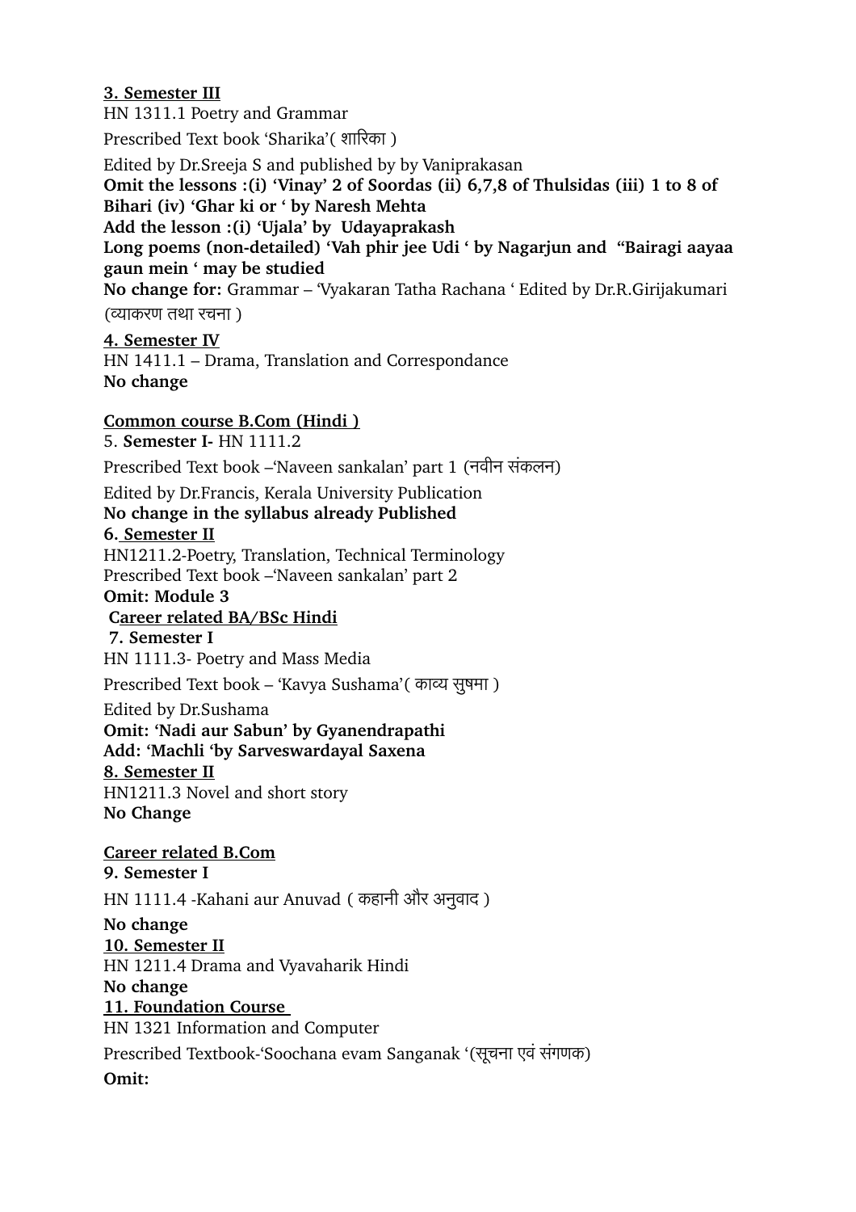**<u>3. Semester III</u>**

HN 1311.1 Poetry and Grammar

Prescribed Text book 'Sharika'( शारिका )

Edited by Dr.Sreeja S and published by by Vaniprakasan

**Omit the lessons :(i) 'Vinay' 2 of Soordas (ii) 6,7,8 of Thulsidas (iii) 1 to 8 of Bihari (iv) 'Ghar ki or ' by Naresh Mehta**

**Add the lesson :(i) 'Ujala' by Udayaprakash**

**Long poems (non-detailed) 'Vah phir jee Udi ' by Nagarjun and "Bairagi aayaa gaun mein ' may be studied**

**No change for:** Grammar – 'Vyakaran Tatha Rachana ' Edited by Dr.R.Girijakumari (व्याकरण तथा रचना )

**<u>4. Semester IV</u>**

HN 1411.1 – Drama, Translation and Correspondance

**No change**

**<u>Common course B.Com (Hindi )</u>**

5. **Semester I-** HN 1111.2

Prescribed Text book –'Naveen sankalan' part 1 (नवीन संकलन)

Edited by Dr.Francis, Kerala University Publication

**No change in the syllabus already Published**

**6. <u>Semester II</u>**

HN1211.2-Poetry, Translation, Technical Terminology

Prescribed Text book –'Naveen sankalan' part 2

**Omit: Module 3**

**<u>Career related BA/BSc Hindi</u>**

**7. Semester I**

HN 1111.3- Poetry and Mass Media

Prescribed Text book – 'Kavya Sushama'( काव्य सुषमा )

Edited by Dr.Sushama

**Omit: 'Nadi aur Sabun' by Gyanendrapathi**

**Add: 'Machli 'by Sarveswardayal Saxena**

**<u>8. Semester II</u>**

HN1211.3 Novel and short story

**No Change**

**<u>Career related B.Com</u>**

**9. Semester I**

HN 1111.4 -Kahani aur Anuvad ( कहानी और अनुवाद )

**No change**

**<u>10. Semester II</u>**

HN 1211.4 Drama and Vyavaharik Hindi

**No change**

**<u>11. Foundation Course</u>**

HN 1321 Information and Computer

Prescribed Textbook-'Soochana evam Sanganak '(सूचना एवं संगणक)

**Omit:**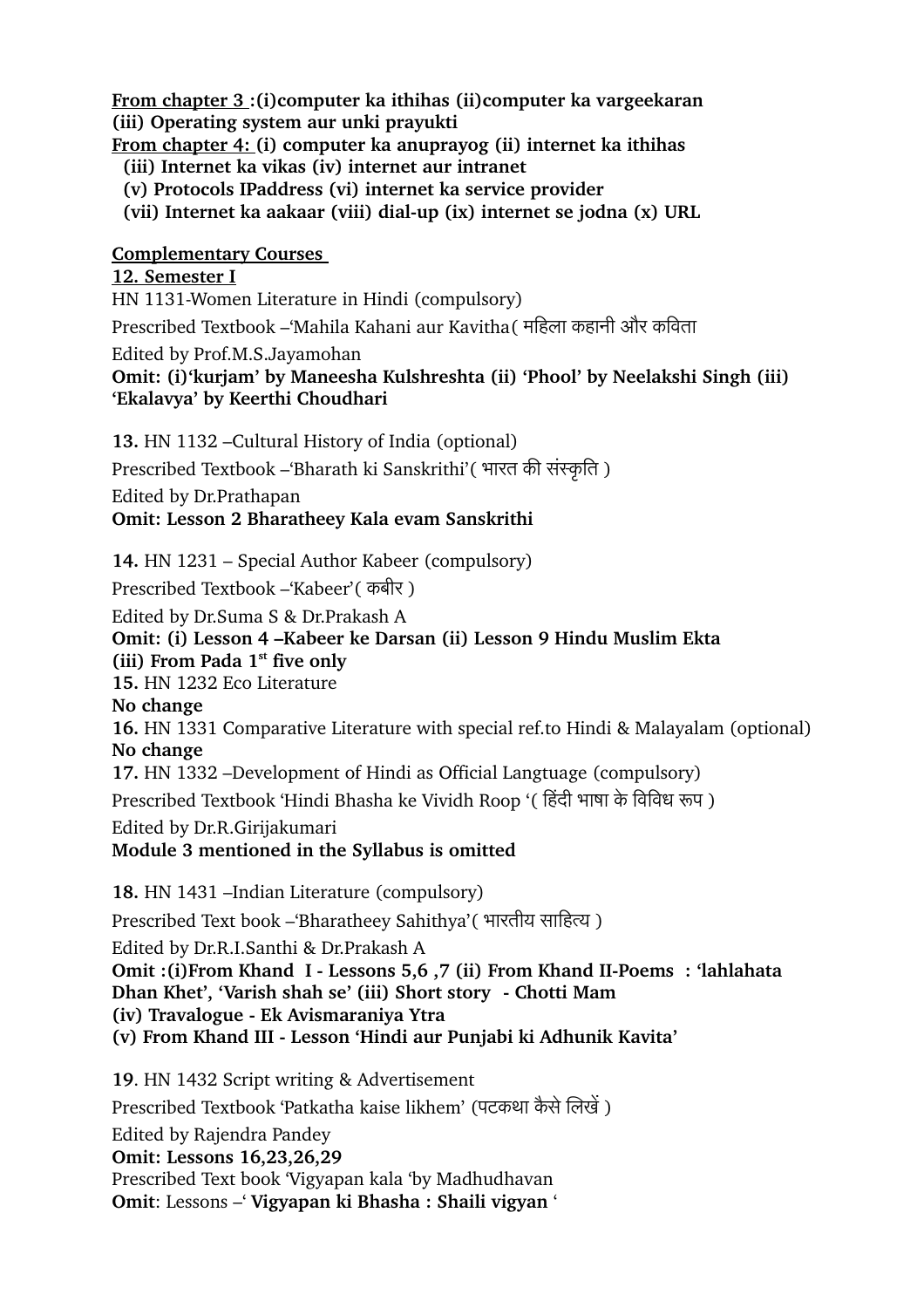**<u>From chapter 3</u> :(i)computer ka ithihas (ii)computer ka vargeekaran (iii) Operating system aur unki prayukti**
**<u>From chapter 4:</u> (i) computer ka anuprayog (ii) internet ka ithihas (iii) Internet ka vikas (iv) internet aur intranet (v) Protocols IPaddress (vi) internet ka service provider (vii) Internet ka aakaar (viii) dial-up (ix) internet se jodna (x) URL**

**<u>Complementary Courses</u>**

**<u>12. Semester I</u>**

HN 1131-Women Literature in Hindi (compulsory)

Prescribed Textbook –'Mahila Kahani aur Kavitha( महिला कहानी और कविता

Edited by Prof.M.S.Jayamohan

**Omit: (i)'kurjam' by Maneesha Kulshreshta (ii) 'Phool' by Neelakshi Singh (iii) 'Ekalavya' by Keerthi Choudhari**

**13.** HN 1132 –Cultural History of India (optional)

Prescribed Textbook –'Bharath ki Sanskrithi'( भारत की संस्कृति )

Edited by Dr.Prathapan

**Omit: Lesson 2 Bharatheey Kala evam Sanskrithi**

**14.** HN 1231 – Special Author Kabeer (compulsory)

Prescribed Textbook –'Kabeer'( कबीर )

Edited by Dr.Suma S & Dr.Prakash A

**Omit: (i) Lesson 4 –Kabeer ke Darsan (ii) Lesson 9 Hindu Muslim Ekta (iii) From Pada 1st five only**

**15.** HN 1232 Eco Literature

**No change**

**16.** HN 1331 Comparative Literature with special ref.to Hindi & Malayalam (optional)

**No change**

**17.** HN 1332 –Development of Hindi as Official Langtuage (compulsory)

Prescribed Textbook 'Hindi Bhasha ke Vividh Roop '( हिंदी भाषा के विविध रूप )

Edited by Dr.R.Girijakumari

**Module 3 mentioned in the Syllabus is omitted**

**18.** HN 1431 –Indian Literature (compulsory)

Prescribed Text book –'Bharatheey Sahithya'( भारतीय साहित्य )

Edited by Dr.R.I.Santhi & Dr.Prakash A

**Omit :(i)From Khand I - Lessons 5,6 ,7 (ii) From Khand II-Poems : 'lahlahata Dhan Khet', 'Varish shah se' (iii) Short story - Chotti Mam**
**(iv) Travalogue - Ek Avismaraniya Ytra**
**(v) From Khand III - Lesson 'Hindi aur Punjabi ki Adhunik Kavita'**

**19**. HN 1432 Script writing & Advertisement

Prescribed Textbook 'Patkatha kaise likhem' (पटकथा कैसे लिखें )

Edited by Rajendra Pandey

**Omit: Lessons 16,23,26,29**

Prescribed Text book 'Vigyapan kala 'by Madhudhavan

**Omit**: Lessons –' **Vigyapan ki Bhasha : Shaili vigyan** '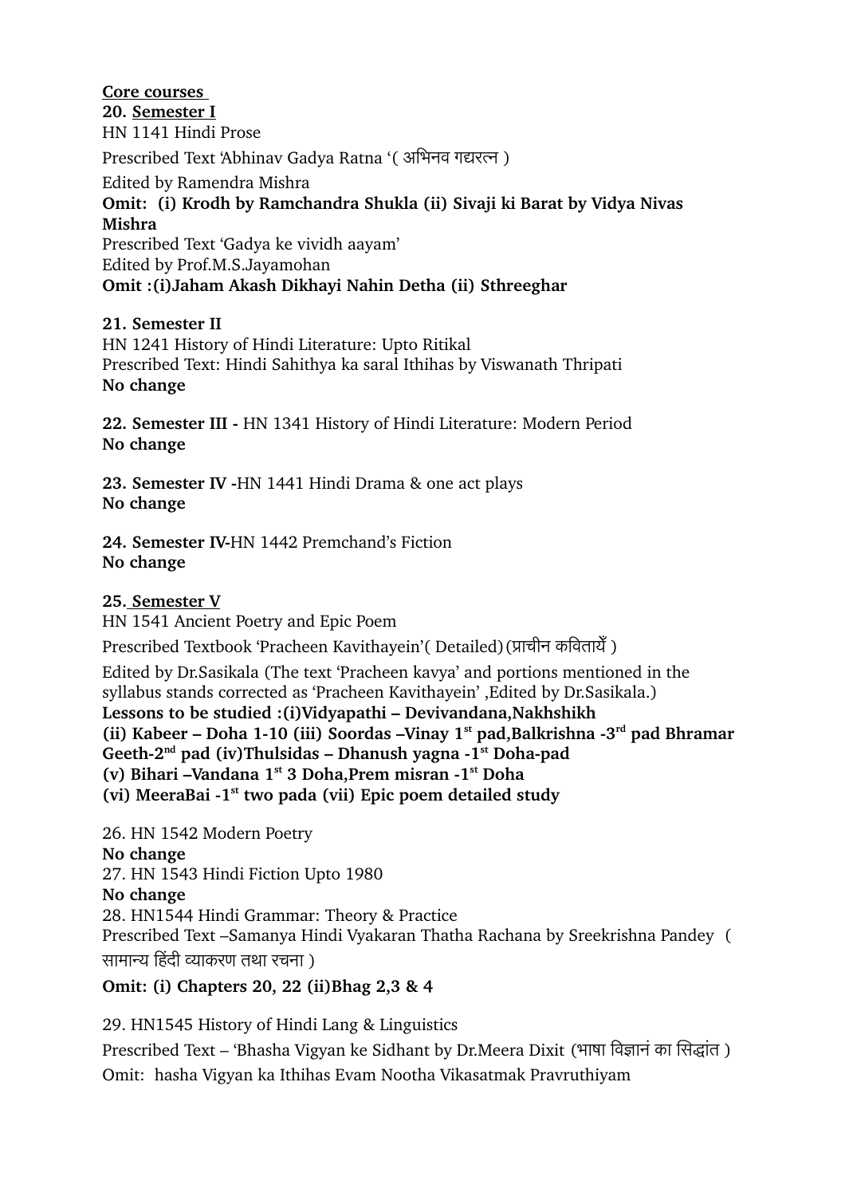**Core courses**

**20. Semester I**

HN 1141 Hindi Prose

Prescribed Text 'Abhinav Gadya Ratna '( अभिनव गद्यरत्न )

Edited by Ramendra Mishra

**Omit: (i) Krodh by Ramchandra Shukla (ii) Sivaji ki Barat by Vidya Nivas Mishra**

Prescribed Text 'Gadya ke vividh aayam'

Edited by Prof.M.S.Jayamohan

**Omit :(i)Jaham Akash Dikhayi Nahin Detha (ii) Sthreeghar**

**21. Semester II**

HN 1241 History of Hindi Literature: Upto Ritikal

Prescribed Text: Hindi Sahithya ka saral Ithihas by Viswanath Thripati

**No change**

**22. Semester III -** HN 1341 History of Hindi Literature: Modern Period

**No change**

**23. Semester IV -**HN 1441 Hindi Drama & one act plays

**No change**

**24. Semester IV-**HN 1442 Premchand's Fiction

**No change**

**25. Semester V**

HN 1541 Ancient Poetry and Epic Poem

Prescribed Textbook 'Pracheen Kavithayein'( Detailed)(प्राचीन कवितायेँ )

Edited by Dr.Sasikala (The text 'Pracheen kavya' and portions mentioned in the syllabus stands corrected as 'Pracheen Kavithayein' ,Edited by Dr.Sasikala.)

**Lessons to be studied :(i)Vidyapathi – Devivandana,Nakhshikh**
**(ii) Kabeer – Doha 1-10 (iii) Soordas –Vinay 1st pad,Balkrishna -3rd pad Bhramar Geeth-2nd pad (iv)Thulsidas – Dhanush yagna -1st Doha-pad**
**(v) Bihari –Vandana 1st 3 Doha,Prem misran -1st Doha**
**(vi) MeeraBai -1st two pada (vii) Epic poem detailed study**

26. HN 1542 Modern Poetry

**No change**

27. HN 1543 Hindi Fiction Upto 1980

**No change**

28. HN1544 Hindi Grammar: Theory & Practice

Prescribed Text –Samanya Hindi Vyakaran Thatha Rachana by Sreekrishna Pandey ( सामान्य हिंदी व्याकरण तथा रचना )

**Omit: (i) Chapters 20, 22 (ii)Bhag 2,3 & 4**

29. HN1545 History of Hindi Lang & Linguistics

Prescribed Text – 'Bhasha Vigyan ke Sidhant by Dr.Meera Dixit (भाषा विज्ञानं का सिद्धांत )

Omit: hasha Vigyan ka Ithihas Evam Nootha Vikasatmak Pravruthiyam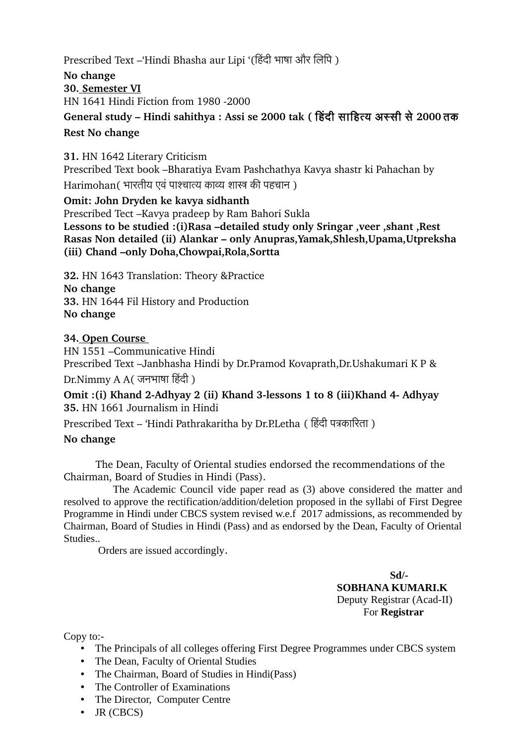Prescribed Text –'Hindi Bhasha aur Lipi '(हिंदी भाषा और लिपि )

**No change**

**30. <u>Semester VI</u>**

HN 1641 Hindi Fiction from 1980 -2000

**General study – Hindi sahithya : Assi se 2000 tak ( हिंदी साहित्य अस्सी से 2000 तक**

**Rest No change**

**31.** HN 1642 Literary Criticism

Prescribed Text book –Bharatiya Evam Pashchathya Kavya shastr ki Pahachan by Harimohan( भारतीय एवं पाश्चात्य काव्य शास्त्र की पहचान )

**Omit: John Dryden ke kavya sidhanth**

Prescribed Tect –Kavya pradeep by Ram Bahori Sukla

**Lessons to be studied :(i)Rasa –detailed study only Sringar ,veer ,shant ,Rest Rasas Non detailed (ii) Alankar – only Anupras,Yamak,Shlesh,Upama,Utpreksha (iii) Chand –only Doha,Chowpai,Rola,Sortta**

**32.** HN 1643 Translation: Theory &Practice

**No change**

**33.** HN 1644 Fil History and Production

**No change**

**34. <u>Open Course</u>**

HN 1551 –Communicative Hindi

Prescribed Text –Janbhasha Hindi by Dr.Pramod Kovaprath,Dr.Ushakumari K P & Dr.Nimmy A A( जनभाषा हिंदी )

**Omit :(i) Khand 2-Adhyay 2 (ii) Khand 3-lessons 1 to 8 (iii)Khand 4- Adhyay**

**35.** HN 1661 Journalism in Hindi

Prescribed Text – 'Hindi Pathrakaritha by Dr.P.Letha ( हिंदी पत्रकारिता )

**No change**

The Dean, Faculty of Oriental studies endorsed the recommendations of the Chairman, Board of Studies in Hindi (Pass).

The Academic Council vide paper read as (3) above considered the matter and resolved to approve the rectification/addition/deletion proposed in the syllabi of First Degree Programme in Hindi under CBCS system revised w.e.f 2017 admissions, as recommended by Chairman, Board of Studies in Hindi (Pass) and as endorsed by the Dean, Faculty of Oriental Studies..

Orders are issued accordingly.

**Sd/-**
**SOBHANA KUMARI.K**
Deputy Registrar (Acad-II)
For **Registrar**

Copy to:-

- The Principals of all colleges offering First Degree Programmes under CBCS system
- The Dean, Faculty of Oriental Studies
- The Chairman, Board of Studies in Hindi(Pass)
- The Controller of Examinations
- The Director, Computer Centre
- JR (CBCS)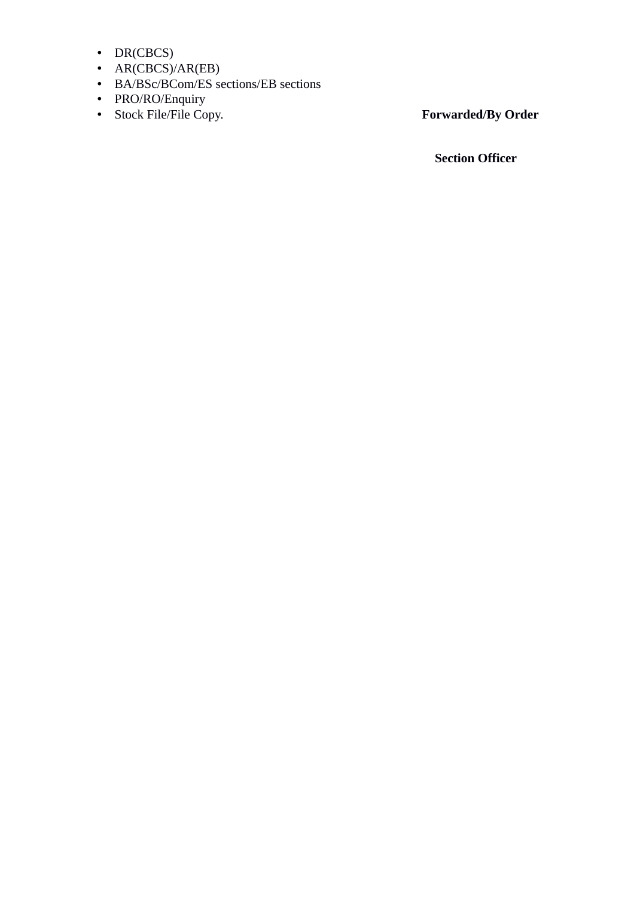- DR(CBCS)
- AR(CBCS)/AR(EB)
- BA/BSc/BCom/ES sections/EB sections
- PRO/RO/Enquiry
- Stock File/File Copy.

**Forwarded/By Order**

**Section Officer**